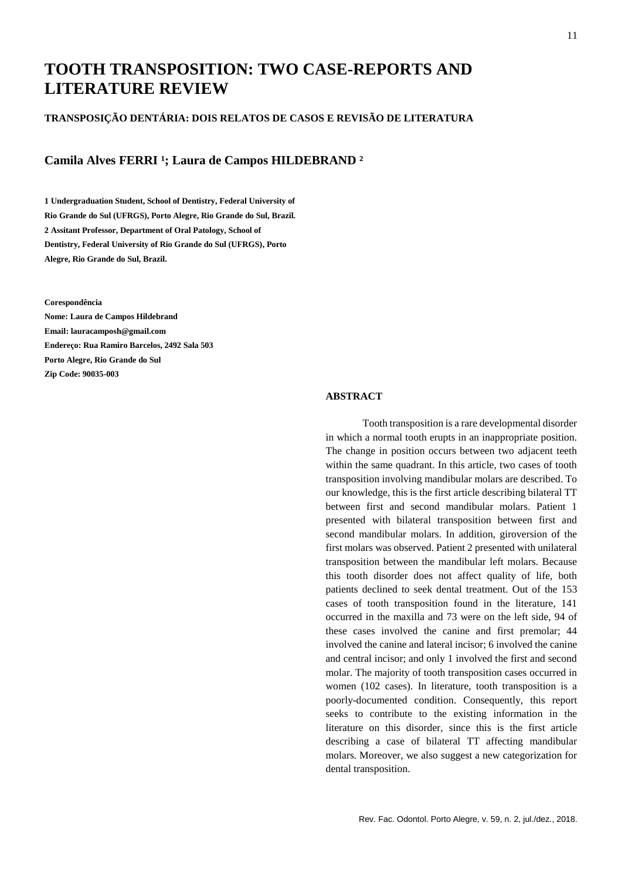# TOOTH TRANSPOSITION: TWO CASE-REPORTS AND LITERATURE REVIEW

### TRANSPOSIÇÃO DENTÁRIA: DOIS RELATOS DE CASOS E REVISÃO DE LITERATURA

## Camila Alves FERRI [1]; Laura de Campos HILDEBRAND [2]

**1 Undergraduation Student, School of Dentistry, Federal University of Rio Grande do Sul (UFRGS), Porto Alegre, Rio Grande do Sul, Brazil.**
**2 Assitant Professor, Department of Oral Patology, School of Dentistry, Federal University of Rio Grande do Sul (UFRGS), Porto Alegre, Rio Grande do Sul, Brazil.**

**Corespondência**
**Nome: Laura de Campos Hildebrand**
**Email: lauracamposh@gmail.com**
**Endereço: Rua Ramiro Barcelos, 2492 Sala 503**
**Porto Alegre, Rio Grande do Sul**
**Zip Code: 90035-003**

### ABSTRACT

Tooth transposition is a rare developmental disorder in which a normal tooth erupts in an inappropriate position. The change in position occurs between two adjacent teeth within the same quadrant. In this article, two cases of tooth transposition involving mandibular molars are described. To our knowledge, this is the first article describing bilateral TT between first and second mandibular molars. Patient 1 presented with bilateral transposition between first and second mandibular molars. In addition, giroversion of the first molars was observed. Patient 2 presented with unilateral transposition between the mandibular left molars. Because this tooth disorder does not affect quality of life, both patients declined to seek dental treatment. Out of the 153 cases of tooth transposition found in the literature, 141 occurred in the maxilla and 73 were on the left side, 94 of these cases involved the canine and first premolar; 44 involved the canine and lateral incisor; 6 involved the canine and central incisor; and only 1 involved the first and second molar. The majority of tooth transposition cases occurred in women (102 cases). In literature, tooth transposition is a poorly-documented condition. Consequently, this report seeks to contribute to the existing information in the literature on this disorder, since this is the first article describing a case of bilateral TT affecting mandibular molars. Moreover, we also suggest a new categorization for dental transposition.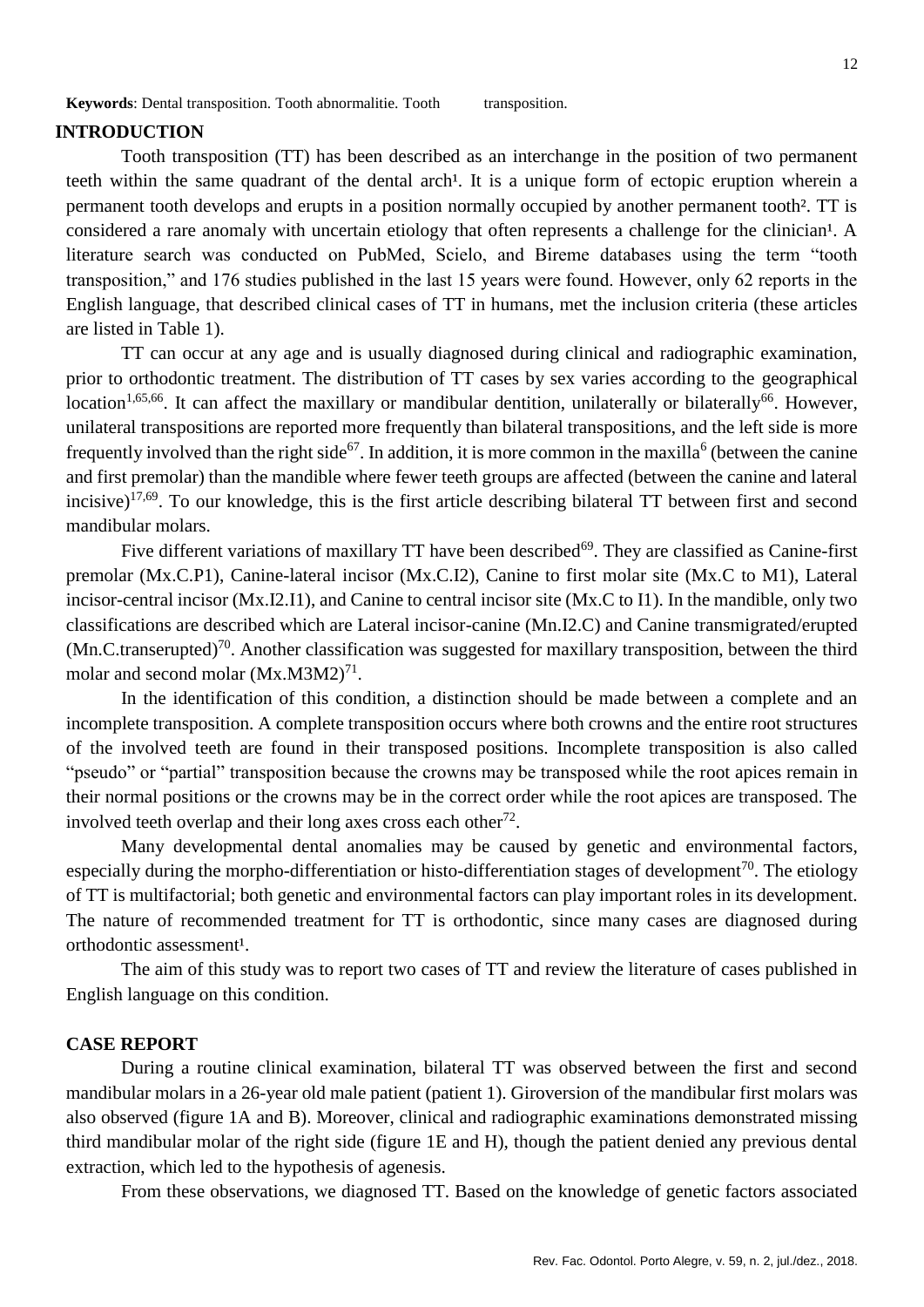**Keywords**: Dental transposition. Tooth abnormalitie. Tooth transposition.

## INTRODUCTION

Tooth transposition (TT) has been described as an interchange in the position of two permanent teeth within the same quadrant of the dental arch[1]. It is a unique form of ectopic eruption wherein a permanent tooth develops and erupts in a position normally occupied by another permanent tooth[2]. TT is considered a rare anomaly with uncertain etiology that often represents a challenge for the clinician[1]. A literature search was conducted on PubMed, Scielo, and Bireme databases using the term "tooth transposition," and 176 studies published in the last 15 years were found. However, only 62 reports in the English language, that described clinical cases of TT in humans, met the inclusion criteria (these articles are listed in Table 1).

TT can occur at any age and is usually diagnosed during clinical and radiographic examination, prior to orthodontic treatment. The distribution of TT cases by sex varies according to the geographical location[1,65,66]. It can affect the maxillary or mandibular dentition, unilaterally or bilaterally[66]. However, unilateral transpositions are reported more frequently than bilateral transpositions, and the left side is more frequently involved than the right side[67]. In addition, it is more common in the maxilla[6] (between the canine and first premolar) than the mandible where fewer teeth groups are affected (between the canine and lateral incisive)[17,69]. To our knowledge, this is the first article describing bilateral TT between first and second mandibular molars.

Five different variations of maxillary TT have been described[69]. They are classified as Canine-first premolar (Mx.C.P1), Canine-lateral incisor (Mx.C.I2), Canine to first molar site (Mx.C to M1), Lateral incisor-central incisor (Mx.I2.I1), and Canine to central incisor site (Mx.C to I1). In the mandible, only two classifications are described which are Lateral incisor-canine (Mn.I2.C) and Canine transmigrated/erupted (Mn.C.transerupted)[70]. Another classification was suggested for maxillary transposition, between the third molar and second molar (Mx.M3M2)[71].

In the identification of this condition, a distinction should be made between a complete and an incomplete transposition. A complete transposition occurs where both crowns and the entire root structures of the involved teeth are found in their transposed positions. Incomplete transposition is also called "pseudo" or "partial" transposition because the crowns may be transposed while the root apices remain in their normal positions or the crowns may be in the correct order while the root apices are transposed. The involved teeth overlap and their long axes cross each other[72].

Many developmental dental anomalies may be caused by genetic and environmental factors, especially during the morpho-differentiation or histo-differentiation stages of development[70]. The etiology of TT is multifactorial; both genetic and environmental factors can play important roles in its development. The nature of recommended treatment for TT is orthodontic, since many cases are diagnosed during orthodontic assessment[1].

The aim of this study was to report two cases of TT and review the literature of cases published in English language on this condition.

## CASE REPORT

During a routine clinical examination, bilateral TT was observed between the first and second mandibular molars in a 26-year old male patient (patient 1). Giroversion of the mandibular first molars was also observed (figure 1A and B). Moreover, clinical and radiographic examinations demonstrated missing third mandibular molar of the right side (figure 1E and H), though the patient denied any previous dental extraction, which led to the hypothesis of agenesis.

From these observations, we diagnosed TT. Based on the knowledge of genetic factors associated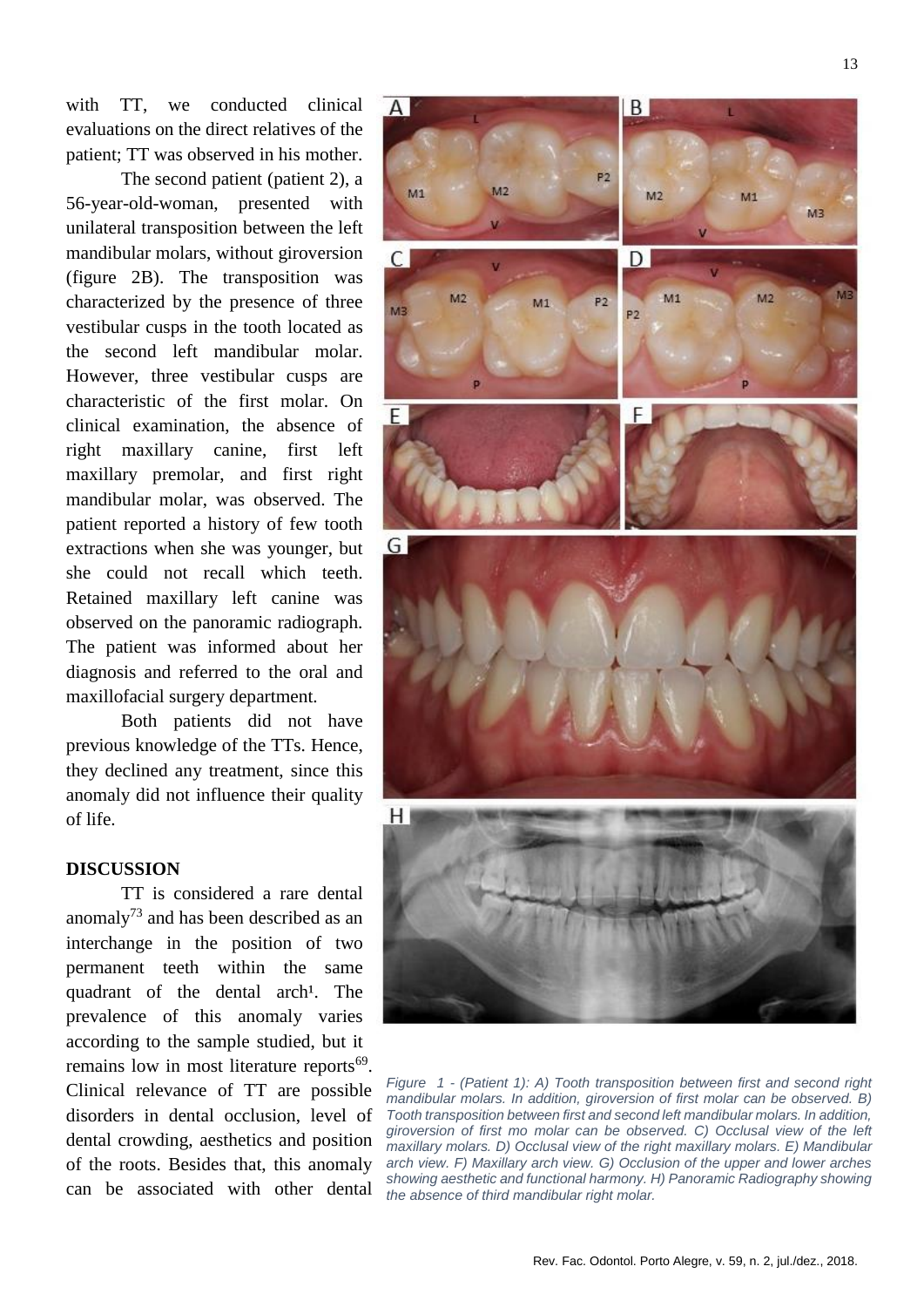with TT, we conducted clinical evaluations on the direct relatives of the patient; TT was observed in his mother.

The second patient (patient 2), a 56-year-old-woman, presented with unilateral transposition between the left mandibular molars, without giroversion (figure 2B). The transposition was characterized by the presence of three vestibular cusps in the tooth located as the second left mandibular molar. However, three vestibular cusps are characteristic of the first molar. On clinical examination, the absence of right maxillary canine, first left maxillary premolar, and first right mandibular molar, was observed. The patient reported a history of few tooth extractions when she was younger, but she could not recall which teeth. Retained maxillary left canine was observed on the panoramic radiograph. The patient was informed about her diagnosis and referred to the oral and maxillofacial surgery department.

Both patients did not have previous knowledge of the TTs. Hence, they declined any treatment, since this anomaly did not influence their quality of life.

## DISCUSSION

TT is considered a rare dental anomaly[73] and has been described as an interchange in the position of two permanent teeth within the same quadrant of the dental arch[1]. The prevalence of this anomaly varies according to the sample studied, but it remains low in most literature reports[69]. Clinical relevance of TT are possible disorders in dental occlusion, level of dental crowding, aesthetics and position of the roots. Besides that, this anomaly can be associated with other dental

*Figure 1 - (Patient 1): A) Tooth transposition between first and second right mandibular molars. In addition, giroversion of first molar can be observed. B) Tooth transposition between first and second left mandibular molars. In addition, giroversion of first mo molar can be observed. C) Occlusal view of the left maxillary molars. D) Occlusal view of the right maxillary molars. E) Mandibular arch view. F) Maxillary arch view. G) Occlusion of the upper and lower arches showing aesthetic and functional harmony. H) Panoramic Radiography showing the absence of third mandibular right molar.*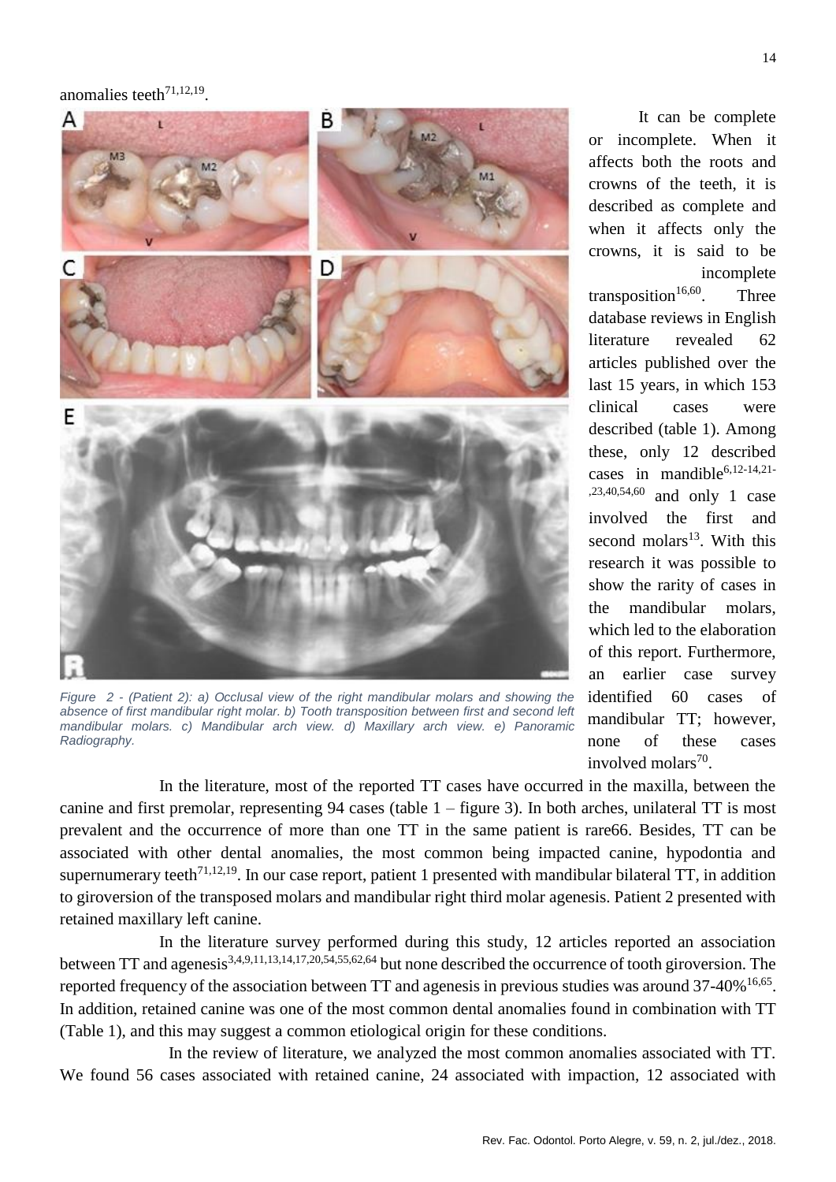anomalies teeth[71,12,19].

Figure 2 - (Patient 2): a) Occlusal view of the right mandibular molars and showing the absence of first mandibular right molar. b) Tooth transposition between first and second left mandibular molars. c) Mandibular arch view. d) Maxillary arch view. e) Panoramic Radiography.

It can be complete or incomplete. When it affects both the roots and crowns of the teeth, it is described as complete and when it affects only the crowns, it is said to be incomplete transposition[16,60]. Three database reviews in English literature revealed 62 articles published over the last 15 years, in which 153 clinical cases were described (table 1). Among these, only 12 described cases in mandible[6,12-14,21-,23,40,54,60] and only 1 case involved the first and second molars[13]. With this research it was possible to show the rarity of cases in the mandibular molars, which led to the elaboration of this report. Furthermore, an earlier case survey identified 60 cases of mandibular TT; however, none of these cases involved molars[70].

In the literature, most of the reported TT cases have occurred in the maxilla, between the canine and first premolar, representing 94 cases (table 1 – figure 3). In both arches, unilateral TT is most prevalent and the occurrence of more than one TT in the same patient is rare66. Besides, TT can be associated with other dental anomalies, the most common being impacted canine, hypodontia and supernumerary teeth[71,12,19]. In our case report, patient 1 presented with mandibular bilateral TT, in addition to giroversion of the transposed molars and mandibular right third molar agenesis. Patient 2 presented with retained maxillary left canine.

In the literature survey performed during this study, 12 articles reported an association between TT and agenesis[3,4,9,11,13,14,17,20,54,55,62,64] but none described the occurrence of tooth giroversion. The reported frequency of the association between TT and agenesis in previous studies was around 37-40%[16,65]. In addition, retained canine was one of the most common dental anomalies found in combination with TT (Table 1), and this may suggest a common etiological origin for these conditions.

In the review of literature, we analyzed the most common anomalies associated with TT. We found 56 cases associated with retained canine, 24 associated with impaction, 12 associated with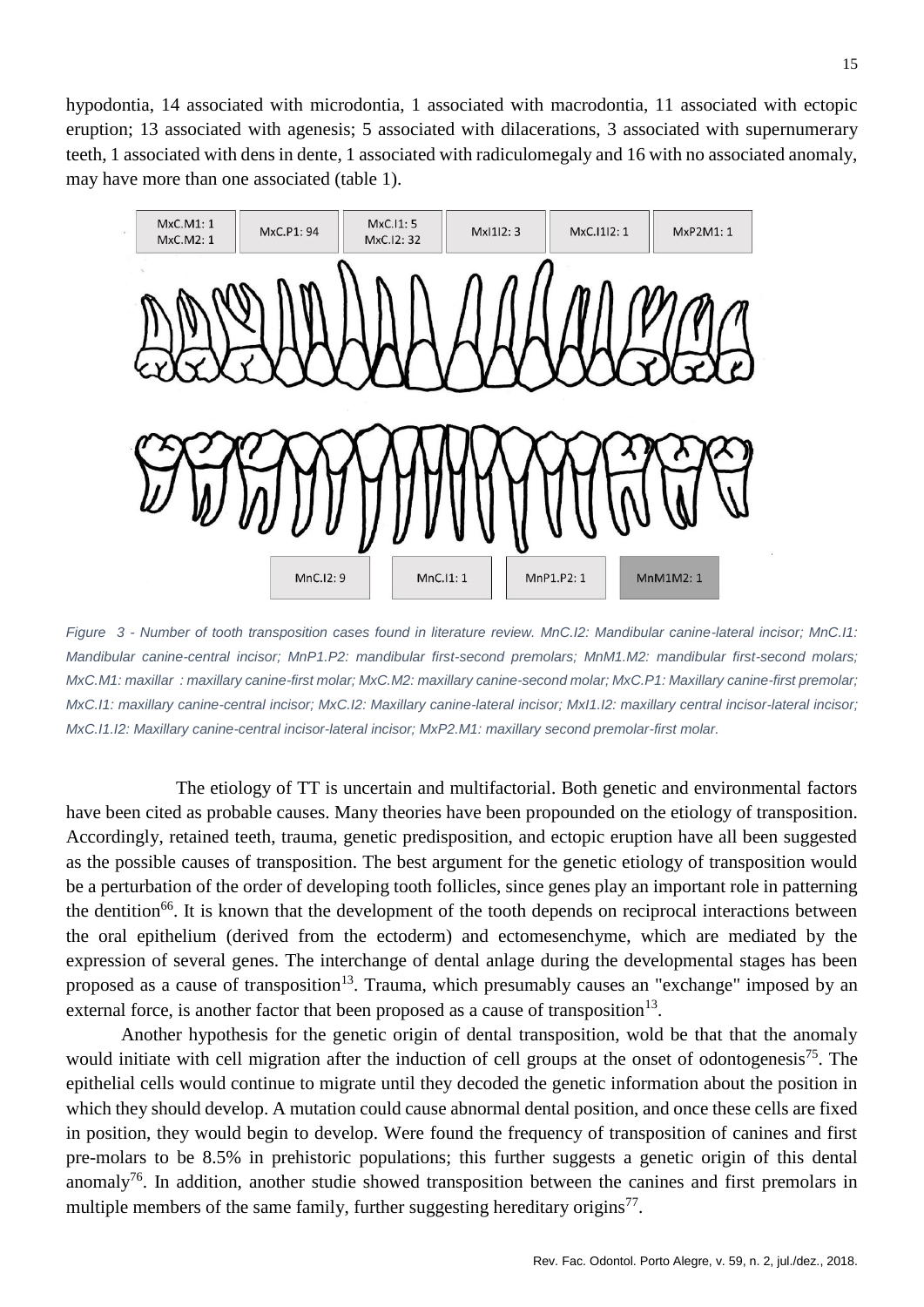hypodontia, 14 associated with microdontia, 1 associated with macrodontia, 11 associated with ectopic eruption; 13 associated with agenesis; 5 associated with dilacerations, 3 associated with supernumerary teeth, 1 associated with dens in dente, 1 associated with radiculomegaly and 16 with no associated anomaly, may have more than one associated (table 1).

MxC.M1: 1
MxC.M2: 1

MxC.P1: 94

MxC.I1: 5
MxC.I2: 32

MxI1I2: 3

MxC.I1I2: 1

MxP2M1: 1

MnC.I2: 9

MnC.I1: 1

MnP1.P2: 1

MnM1M2: 1

*Figure 3 - Number of tooth transposition cases found in literature review. MnC.I2: Mandibular canine-lateral incisor; MnC.I1: Mandibular canine-central incisor; MnP1.P2: mandibular first-second premolars; MnM1.M2: mandibular first-second molars; MxC.M1: maxillar : maxillary canine-first molar; MxC.M2: maxillary canine-second molar; MxC.P1: Maxillary canine-first premolar; MxC.I1: maxillary canine-central incisor; MxC.I2: Maxillary canine-lateral incisor; MxI1.I2: maxillary central incisor-lateral incisor; MxC.I1.I2: Maxillary canine-central incisor-lateral incisor; MxP2.M1: maxillary second premolar-first molar.*

The etiology of TT is uncertain and multifactorial. Both genetic and environmental factors have been cited as probable causes. Many theories have been propounded on the etiology of transposition. Accordingly, retained teeth, trauma, genetic predisposition, and ectopic eruption have all been suggested as the possible causes of transposition. The best argument for the genetic etiology of transposition would be a perturbation of the order of developing tooth follicles, since genes play an important role in patterning the dentition[66]. It is known that the development of the tooth depends on reciprocal interactions between the oral epithelium (derived from the ectoderm) and ectomesenchyme, which are mediated by the expression of several genes. The interchange of dental anlage during the developmental stages has been proposed as a cause of transposition[13]. Trauma, which presumably causes an "exchange" imposed by an external force, is another factor that been proposed as a cause of transposition[13].

Another hypothesis for the genetic origin of dental transposition, wold be that that the anomaly would initiate with cell migration after the induction of cell groups at the onset of odontogenesis[75]. The epithelial cells would continue to migrate until they decoded the genetic information about the position in which they should develop. A mutation could cause abnormal dental position, and once these cells are fixed in position, they would begin to develop. Were found the frequency of transposition of canines and first pre-molars to be 8.5% in prehistoric populations; this further suggests a genetic origin of this dental anomaly[76]. In addition, another studie showed transposition between the canines and first premolars in multiple members of the same family, further suggesting hereditary origins[77].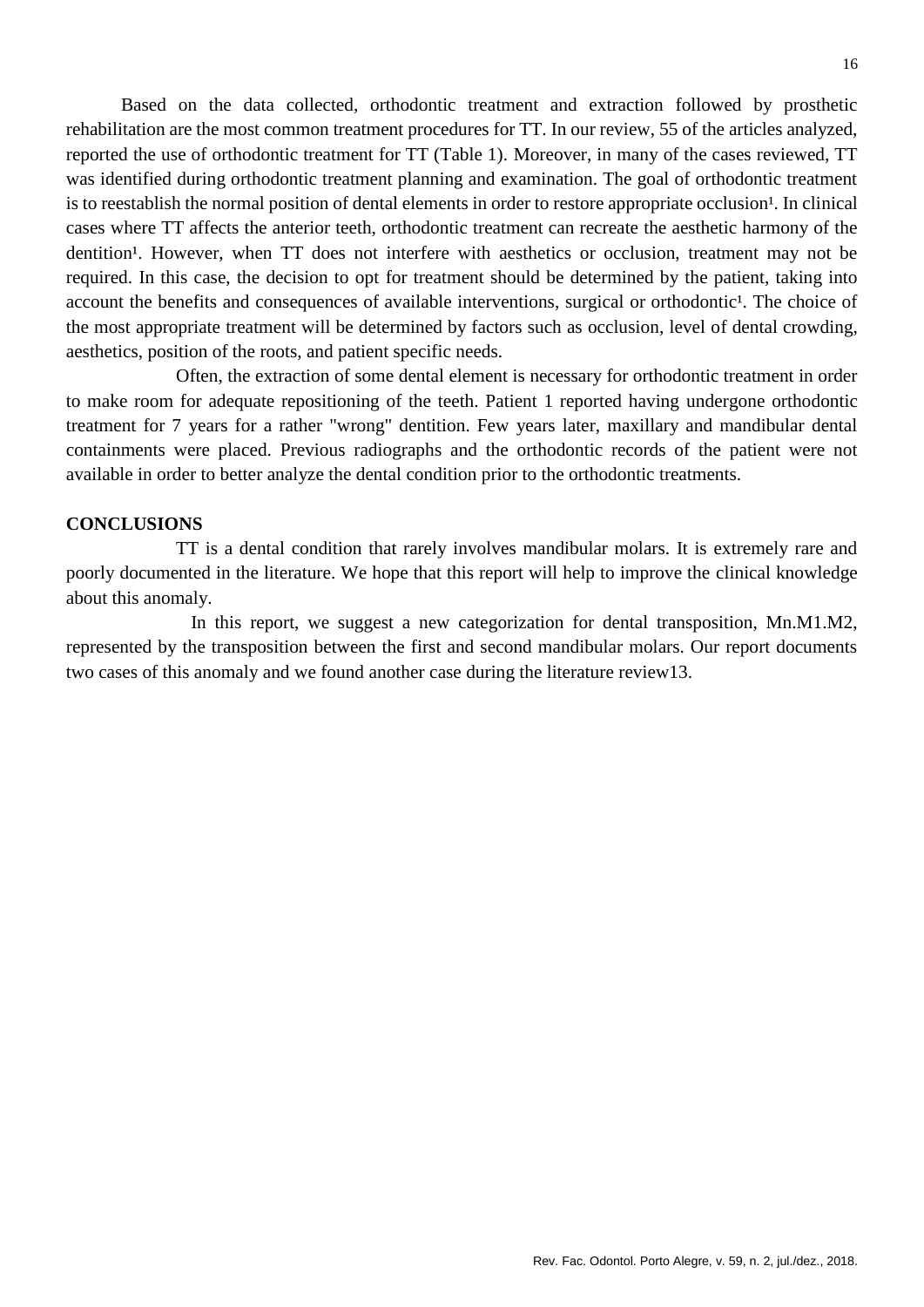Based on the data collected, orthodontic treatment and extraction followed by prosthetic rehabilitation are the most common treatment procedures for TT. In our review, 55 of the articles analyzed, reported the use of orthodontic treatment for TT (Table 1). Moreover, in many of the cases reviewed, TT was identified during orthodontic treatment planning and examination. The goal of orthodontic treatment is to reestablish the normal position of dental elements in order to restore appropriate occlusion[1]. In clinical cases where TT affects the anterior teeth, orthodontic treatment can recreate the aesthetic harmony of the dentition[1]. However, when TT does not interfere with aesthetics or occlusion, treatment may not be required. In this case, the decision to opt for treatment should be determined by the patient, taking into account the benefits and consequences of available interventions, surgical or orthodontic[1]. The choice of the most appropriate treatment will be determined by factors such as occlusion, level of dental crowding, aesthetics, position of the roots, and patient specific needs.

Often, the extraction of some dental element is necessary for orthodontic treatment in order to make room for adequate repositioning of the teeth. Patient 1 reported having undergone orthodontic treatment for 7 years for a rather "wrong" dentition. Few years later, maxillary and mandibular dental containments were placed. Previous radiographs and the orthodontic records of the patient were not available in order to better analyze the dental condition prior to the orthodontic treatments.

## CONCLUSIONS

TT is a dental condition that rarely involves mandibular molars. It is extremely rare and poorly documented in the literature. We hope that this report will help to improve the clinical knowledge about this anomaly.

In this report, we suggest a new categorization for dental transposition, Mn.M1.M2, represented by the transposition between the first and second mandibular molars. Our report documents two cases of this anomaly and we found another case during the literature review13.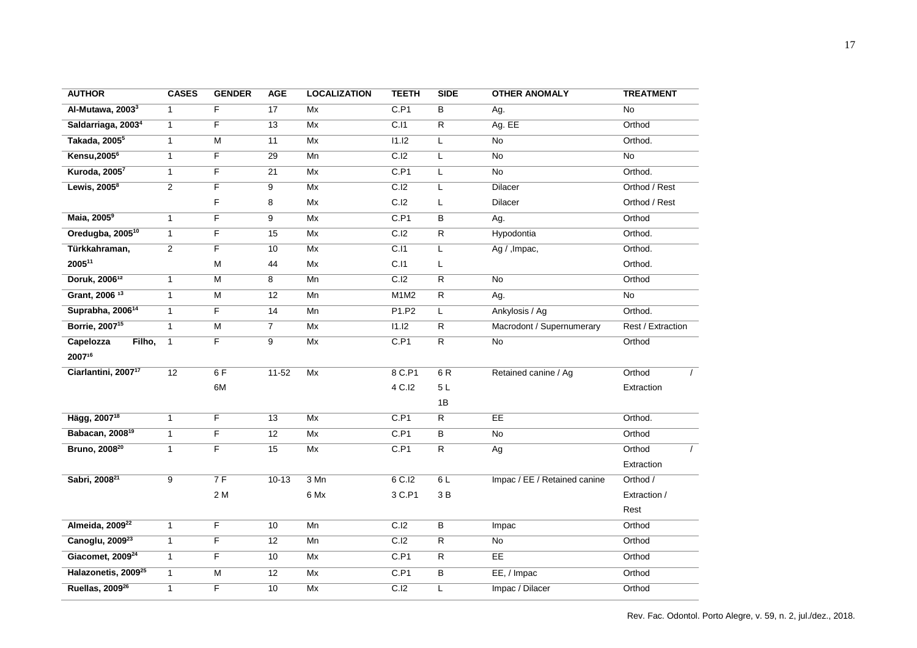| AUTHOR | CASES | GENDER | AGE | LOCALIZATION | TEETH | SIDE | OTHER ANOMALY | TREATMENT |
|---|---|---|---|---|---|---|---|---|
| **Al-Mutawa, 2003[3]** | 1 | F | 17 | Mx | C.P1 | B | Ag. | No |
| **Saldarriaga, 2003[4]** | 1 | F | 13 | Mx | C.I1 | R | Ag. EE | Orthod |
| **Takada, 2005[5]** | 1 | M | 11 | Mx | I1.I2 | L | No | Orthod. |
| **Kensu,2005[6]** | 1 | F | 29 | Mn | C.I2 | L | No | No |
| **Kuroda, 2005[7]** | 1 | F | 21 | Mx | C.P1 | L | No | Orthod. |
| **Lewis, 2005[8]** | 2 | F<br>F | 9<br>8 | Mx<br>Mx | C.I2<br>C.I2 | L<br>L | Dilacer<br>Dilacer | Orthod / Rest<br>Orthod / Rest |
| **Maia, 2005[9]** | 1 | F | 9 | Mx | C.P1 | B | Ag. | Orthod |
| **Oredugba, 2005[10]** | 1 | F | 15 | Mx | C.I2 | R | Hypodontia | Orthod. |
| **Türkkahraman, 2005[11]** | 2 | F<br>M | 10<br>44 | Mx<br>Mx | C.I1<br>C.I1 | L<br>L | Ag / ,Impac, | Orthod.<br>Orthod. |
| **Doruk, 2006[12]** | 1 | M | 8 | Mn | C.I2 | R | No | Orthod |
| **Grant, 2006 [13]** | 1 | M | 12 | Mn | M1M2 | R | Ag. | No |
| **Suprabha, 2006[14]** | 1 | F | 14 | Mn | P1.P2 | L | Ankylosis / Ag | Orthod. |
| **Borrie, 2007[15]** | 1 | M | 7 | Mx | I1.I2 | R | Macrodont / Supernumerary | Rest / Extraction |
| **Capelozza Filho, 2007[16]** | 1 | F | 9 | Mx | C.P1 | R | No | Orthod |
| **Ciarlantini, 2007[17]** | 12 | 6 F<br>6M | 11-52 | Mx | 8 C.P1<br>4 C.I2 | 6 R<br>5 L<br>1B | Retained canine / Ag | Orthod / Extraction |
| **Hägg, 2007[18]** | 1 | F | 13 | Mx | C.P1 | R | EE | Orthod. |
| **Babacan, 2008[19]** | 1 | F | 12 | Mx | C.P1 | B | No | Orthod |
| **Bruno, 2008[20]** | 1 | F | 15 | Mx | C.P1 | R | Ag | Orthod / Extraction |
| **Sabri, 2008[21]** | 9 | 7 F<br>2 M | 10-13 | 3 Mn<br>6 Mx | 6 C.I2<br>3 C.P1 | 6 L<br>3 B | Impac / EE / Retained canine | Orthod / Extraction / Rest |
| **Almeida, 2009[22]** | 1 | F | 10 | Mn | C.I2 | B | Impac | Orthod |
| **Canoglu, 2009[23]** | 1 | F | 12 | Mn | C.I2 | R | No | Orthod |
| **Giacomet, 2009[24]** | 1 | F | 10 | Mx | C.P1 | R | EE | Orthod |
| **Halazonetis, 2009[25]** | 1 | M | 12 | Mx | C.P1 | B | EE, / Impac | Orthod |
| **Ruellas, 2009[26]** | 1 | F | 10 | Mx | C.I2 | L | Impac / Dilacer | Orthod |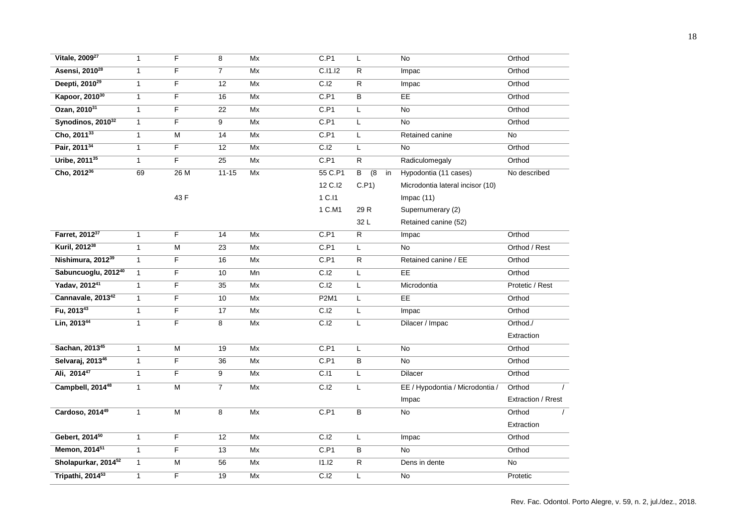| Vitale, 2009[27] | 1 | F | 8 | Mx | C.P1 | L | No | Orthod |
|---|---|---|---|---|---|---|---|---|
| Asensi, 2010[28] | 1 | F | 7 | Mx | C.I1.I2 | R | Impac | Orthod |
| Deepti, 2010[29] | 1 | F | 12 | Mx | C.I2 | R | Impac | Orthod |
| Kapoor, 2010[30] | 1 | F | 16 | Mx | C.P1 | B | EE | Orthod |
| Ozan, 2010[31] | 1 | F | 22 | Mx | C.P1 | L | No | Orthod |
| Synodinos, 2010[32] | 1 | F | 9 | Mx | C.P1 | L | No | Orthod |
| Cho, 2011[33] | 1 | M | 14 | Mx | C.P1 | L | Retained canine | No |
| Pair, 2011[34] | 1 | F | 12 | Mx | C.I2 | L | No | Orthod |
| Uribe, 2011[35] | 1 | F | 25 | Mx | C.P1 | R | Radiculomegaly | Orthod |
| Cho, 2012[36] | 69 | 26 M 43 F | 11-15 | Mx | 55 C.P1 12 C.I2 1 C.I1 1 C.M1 | B (8 in C.P1) 29 R 32 L | Hypodontia (11 cases) Microdontia lateral incisor (10) Impac (11) Supernumerary (2) Retained canine (52) | No described |
| Farret, 2012[37] | 1 | F | 14 | Mx | C.P1 | R | Impac | Orthod |
| Kuril, 2012[38] | 1 | M | 23 | Mx | C.P1 | L | No | Orthod / Rest |
| Nishimura, 2012[39] | 1 | F | 16 | Mx | C.P1 | R | Retained canine / EE | Orthod |
| Sabuncuoglu, 2012[40] | 1 | F | 10 | Mn | C.I2 | L | EE | Orthod |
| Yadav, 2012[41] | 1 | F | 35 | Mx | C.I2 | L | Microdontia | Protetic / Rest |
| Cannavale, 2013[42] | 1 | F | 10 | Mx | P2M1 | L | EE | Orthod |
| Fu, 2013[43] | 1 | F | 17 | Mx | C.I2 | L | Impac | Orthod |
| Lin, 2013[44] | 1 | F | 8 | Mx | C.I2 | L | Dilacer / Impac | Orthod./ Extraction |
| Sachan, 2013[45] | 1 | M | 19 | Mx | C.P1 | L | No | Orthod |
| Selvaraj, 2013[46] | 1 | F | 36 | Mx | C.P1 | B | No | Orthod |
| Ali, 2014[47] | 1 | F | 9 | Mx | C.I1 | L | Dilacer | Orthod |
| Campbell, 2014[48] | 1 | M | 7 | Mx | C.I2 | L | EE / Hypodontia / Microdontia / Impac | Orthod / Extraction / Rrest |
| Cardoso, 2014[49] | 1 | M | 8 | Mx | C.P1 | B | No | Orthod / Extraction |
| Gebert, 2014[50] | 1 | F | 12 | Mx | C.I2 | L | Impac | Orthod |
| Memon, 2014[51] | 1 | F | 13 | Mx | C.P1 | B | No | Orthod |
| Sholapurkar, 2014[52] | 1 | M | 56 | Mx | I1.I2 | R | Dens in dente | No |
| Tripathi, 2014[53] | 1 | F | 19 | Mx | C.I2 | L | No | Protetic |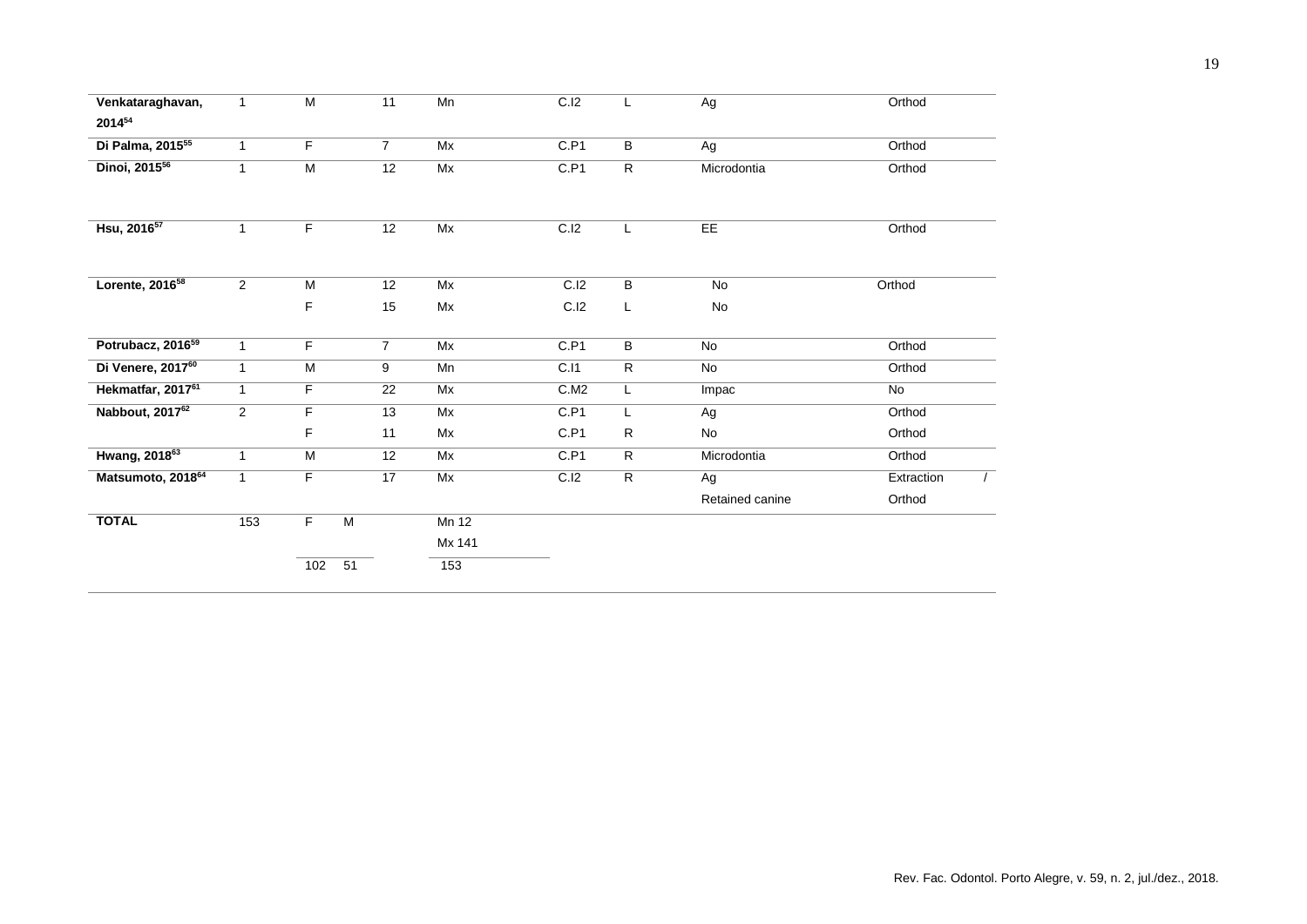| | | | | | | | | |
|---|---|---|---|---|---|---|---|---|
| **Venkataraghavan, 2014**[54] | 1 | M | 11 | Mn | C.I2 | L | Ag | Orthod |
| **Di Palma, 2015**[55] | 1 | F | 7 | Mx | C.P1 | B | Ag | Orthod |
| **Dinoi, 2015**[56] | 1 | M | 12 | Mx | C.P1 | R | Microdontia | Orthod |
| **Hsu, 2016**[57] | 1 | F | 12 | Mx | C.I2 | L | EE | Orthod |
| **Lorente, 2016**[58] | 2 | M | 12 | Mx | C.I2 | B | No | Orthod |
| | | F | 15 | Mx | C.I2 | L | No | |
| **Potrubacz, 2016**[59] | 1 | F | 7 | Mx | C.P1 | B | No | Orthod |
| **Di Venere, 2017**[60] | 1 | M | 9 | Mn | C.I1 | R | No | Orthod |
| **Hekmatfar, 2017**[61] | 1 | F | 22 | Mx | C.M2 | L | Impac | No |
| **Nabbout, 2017**[62] | 2 | F | 13 | Mx | C.P1 | L | Ag | Orthod |
| | | F | 11 | Mx | C.P1 | R | No | Orthod |
| **Hwang, 2018**[63] | 1 | M | 12 | Mx | C.P1 | R | Microdontia | Orthod |
| **Matsumoto, 2018**[64] | 1 | F | 17 | Mx | C.I2 | R | Ag<br>Retained canine | Extraction / Orthod |
| **TOTAL** | 153 | F 102 / M 51 | | Mn 12<br>Mx 141<br>153 | | | | |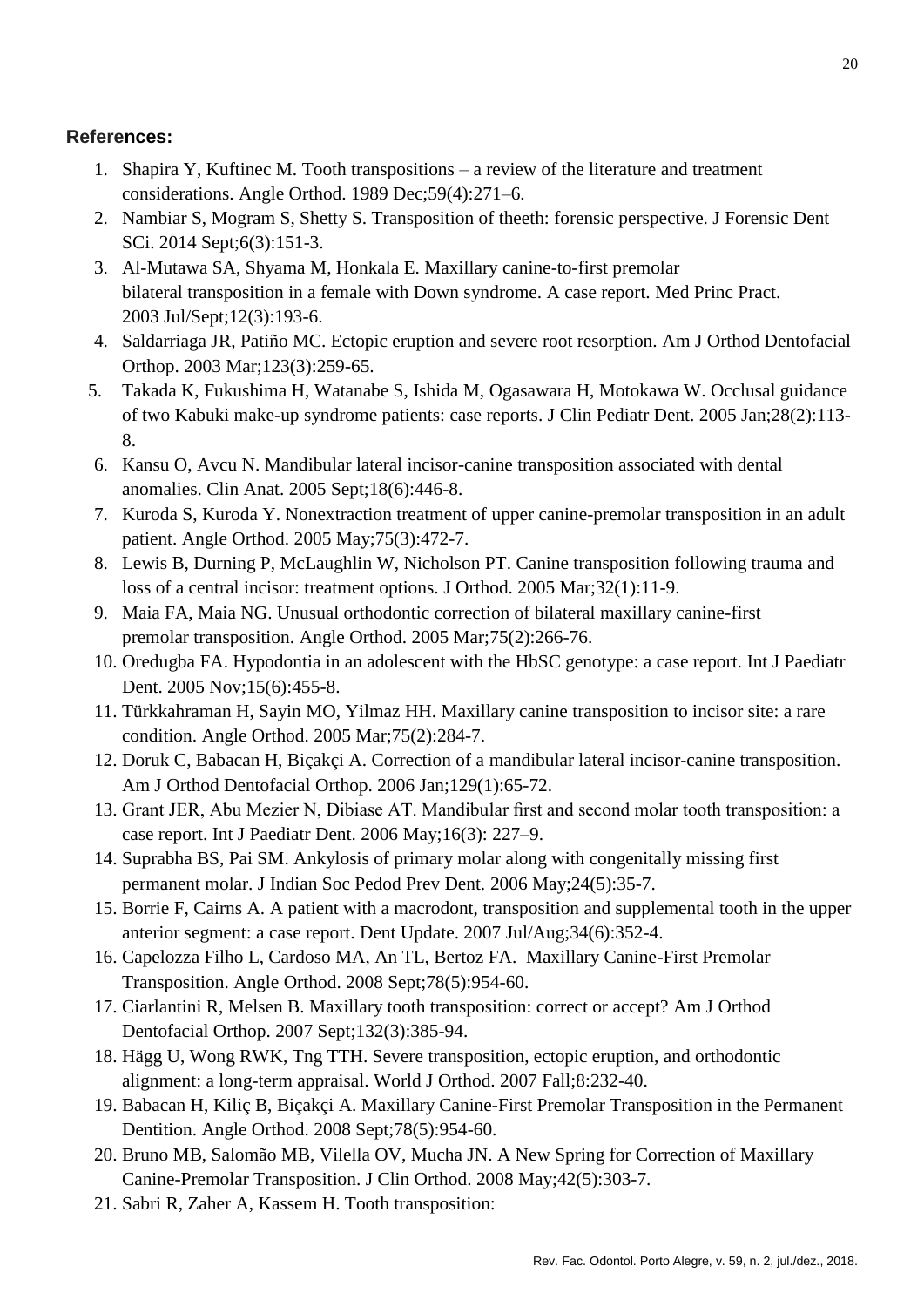**References:**

1. Shapira Y, Kuftinec M. Tooth transpositions – a review of the literature and treatment considerations. Angle Orthod. 1989 Dec;59(4):271–6.
2. Nambiar S, Mogram S, Shetty S. Transposition of theeth: forensic perspective. J Forensic Dent SCi. 2014 Sept;6(3):151-3.
3. Al-Mutawa SA, Shyama M, Honkala E. Maxillary canine-to-first premolar bilateral transposition in a female with Down syndrome. A case report. Med Princ Pract. 2003 Jul/Sept;12(3):193-6.
4. Saldarriaga JR, Patiño MC. Ectopic eruption and severe root resorption. Am J Orthod Dentofacial Orthop. 2003 Mar;123(3):259-65.
5. Takada K, Fukushima H, Watanabe S, Ishida M, Ogasawara H, Motokawa W. Occlusal guidance of two Kabuki make-up syndrome patients: case reports. J Clin Pediatr Dent. 2005 Jan;28(2):113-8.
6. Kansu O, Avcu N. Mandibular lateral incisor-canine transposition associated with dental anomalies. Clin Anat. 2005 Sept;18(6):446-8.
7. Kuroda S, Kuroda Y. Nonextraction treatment of upper canine-premolar transposition in an adult patient. Angle Orthod. 2005 May;75(3):472-7.
8. Lewis B, Durning P, McLaughlin W, Nicholson PT. Canine transposition following trauma and loss of a central incisor: treatment options. J Orthod. 2005 Mar;32(1):11-9.
9. Maia FA, Maia NG. Unusual orthodontic correction of bilateral maxillary canine-first premolar transposition. Angle Orthod. 2005 Mar;75(2):266-76.
10. Oredugba FA. Hypodontia in an adolescent with the HbSC genotype: a case report. Int J Paediatr Dent. 2005 Nov;15(6):455-8.
11. Türkkahraman H, Sayin MO, Yilmaz HH. Maxillary canine transposition to incisor site: a rare condition. Angle Orthod. 2005 Mar;75(2):284-7.
12. Doruk C, Babacan H, Biçakçi A. Correction of a mandibular lateral incisor-canine transposition. Am J Orthod Dentofacial Orthop. 2006 Jan;129(1):65-72.
13. Grant JER, Abu Mezier N, Dibiase AT. Mandibular first and second molar tooth transposition: a case report. Int J Paediatr Dent. 2006 May;16(3): 227–9.
14. Suprabha BS, Pai SM. Ankylosis of primary molar along with congenitally missing first permanent molar. J Indian Soc Pedod Prev Dent. 2006 May;24(5):35-7.
15. Borrie F, Cairns A. A patient with a macrodont, transposition and supplemental tooth in the upper anterior segment: a case report. Dent Update. 2007 Jul/Aug;34(6):352-4.
16. Capelozza Filho L, Cardoso MA, An TL, Bertoz FA. Maxillary Canine-First Premolar Transposition. Angle Orthod. 2008 Sept;78(5):954-60.
17. Ciarlantini R, Melsen B. Maxillary tooth transposition: correct or accept? Am J Orthod Dentofacial Orthop. 2007 Sept;132(3):385-94.
18. Hägg U, Wong RWK, Tng TTH. Severe transposition, ectopic eruption, and orthodontic alignment: a long-term appraisal. World J Orthod. 2007 Fall;8:232-40.
19. Babacan H, Kiliç B, Biçakçi A. Maxillary Canine-First Premolar Transposition in the Permanent Dentition. Angle Orthod. 2008 Sept;78(5):954-60.
20. Bruno MB, Salomão MB, Vilella OV, Mucha JN. A New Spring for Correction of Maxillary Canine-Premolar Transposition. J Clin Orthod. 2008 May;42(5):303-7.
21. Sabri R, Zaher A, Kassem H. Tooth transposition: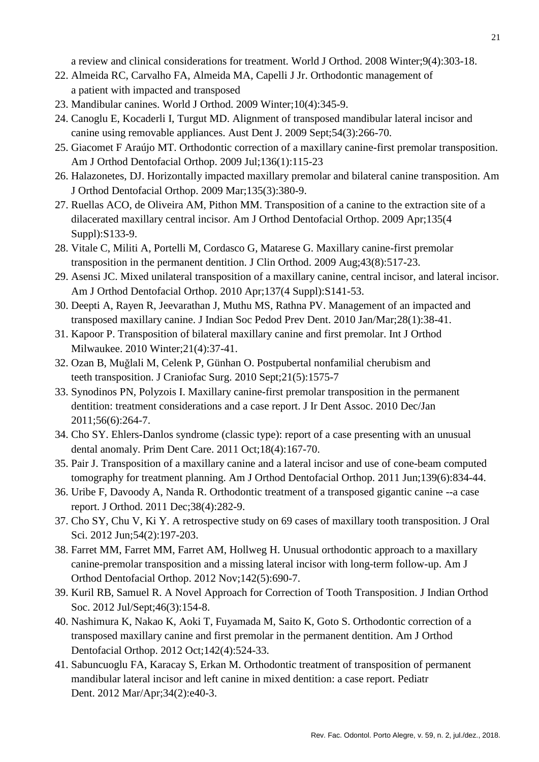a review and clinical considerations for treatment. World J Orthod. 2008 Winter;9(4):303-18.

22. Almeida RC, Carvalho FA, Almeida MA, Capelli J Jr. Orthodontic management of a patient with impacted and transposed
23. Mandibular canines. World J Orthod. 2009 Winter;10(4):345-9.
24. Canoglu E, Kocaderli I, Turgut MD. Alignment of transposed mandibular lateral incisor and canine using removable appliances. Aust Dent J. 2009 Sept;54(3):266-70.
25. Giacomet F Araújo MT. Orthodontic correction of a maxillary canine-first premolar transposition. Am J Orthod Dentofacial Orthop. 2009 Jul;136(1):115-23
26. Halazonetes, DJ. Horizontally impacted maxillary premolar and bilateral canine transposition. Am J Orthod Dentofacial Orthop. 2009 Mar;135(3):380-9.
27. Ruellas ACO, de Oliveira AM, Pithon MM. Transposition of a canine to the extraction site of a dilacerated maxillary central incisor. Am J Orthod Dentofacial Orthop. 2009 Apr;135(4 Suppl):S133-9.
28. Vitale C, Militi A, Portelli M, Cordasco G, Matarese G. Maxillary canine-first premolar transposition in the permanent dentition. J Clin Orthod. 2009 Aug;43(8):517-23.
29. Asensi JC. Mixed unilateral transposition of a maxillary canine, central incisor, and lateral incisor. Am J Orthod Dentofacial Orthop. 2010 Apr;137(4 Suppl):S141-53.
30. Deepti A, Rayen R, Jeevarathan J, Muthu MS, Rathna PV. Management of an impacted and transposed maxillary canine. J Indian Soc Pedod Prev Dent. 2010 Jan/Mar;28(1):38-41.
31. Kapoor P. Transposition of bilateral maxillary canine and first premolar. Int J Orthod Milwaukee. 2010 Winter;21(4):37-41.
32. Ozan B, Muğlali M, Celenk P, Günhan O. Postpubertal nonfamilial cherubism and teeth transposition. J Craniofac Surg. 2010 Sept;21(5):1575-7
33. Synodinos PN, Polyzois I. Maxillary canine-first premolar transposition in the permanent dentition: treatment considerations and a case report. J Ir Dent Assoc. 2010 Dec/Jan 2011;56(6):264-7.
34. Cho SY. Ehlers-Danlos syndrome (classic type): report of a case presenting with an unusual dental anomaly. Prim Dent Care. 2011 Oct;18(4):167-70.
35. Pair J. Transposition of a maxillary canine and a lateral incisor and use of cone-beam computed tomography for treatment planning. Am J Orthod Dentofacial Orthop. 2011 Jun;139(6):834-44.
36. Uribe F, Davoody A, Nanda R. Orthodontic treatment of a transposed gigantic canine --a case report. J Orthod. 2011 Dec;38(4):282-9.
37. Cho SY, Chu V, Ki Y. A retrospective study on 69 cases of maxillary tooth transposition. J Oral Sci. 2012 Jun;54(2):197-203.
38. Farret MM, Farret MM, Farret AM, Hollweg H. Unusual orthodontic approach to a maxillary canine-premolar transposition and a missing lateral incisor with long-term follow-up. Am J Orthod Dentofacial Orthop. 2012 Nov;142(5):690-7.
39. Kuril RB, Samuel R. A Novel Approach for Correction of Tooth Transposition. J Indian Orthod Soc. 2012 Jul/Sept;46(3):154-8.
40. Nashimura K, Nakao K, Aoki T, Fuyamada M, Saito K, Goto S. Orthodontic correction of a transposed maxillary canine and first premolar in the permanent dentition. Am J Orthod Dentofacial Orthop. 2012 Oct;142(4):524-33.
41. Sabuncuoglu FA, Karacay S, Erkan M. Orthodontic treatment of transposition of permanent mandibular lateral incisor and left canine in mixed dentition: a case report. Pediatr Dent. 2012 Mar/Apr;34(2):e40-3.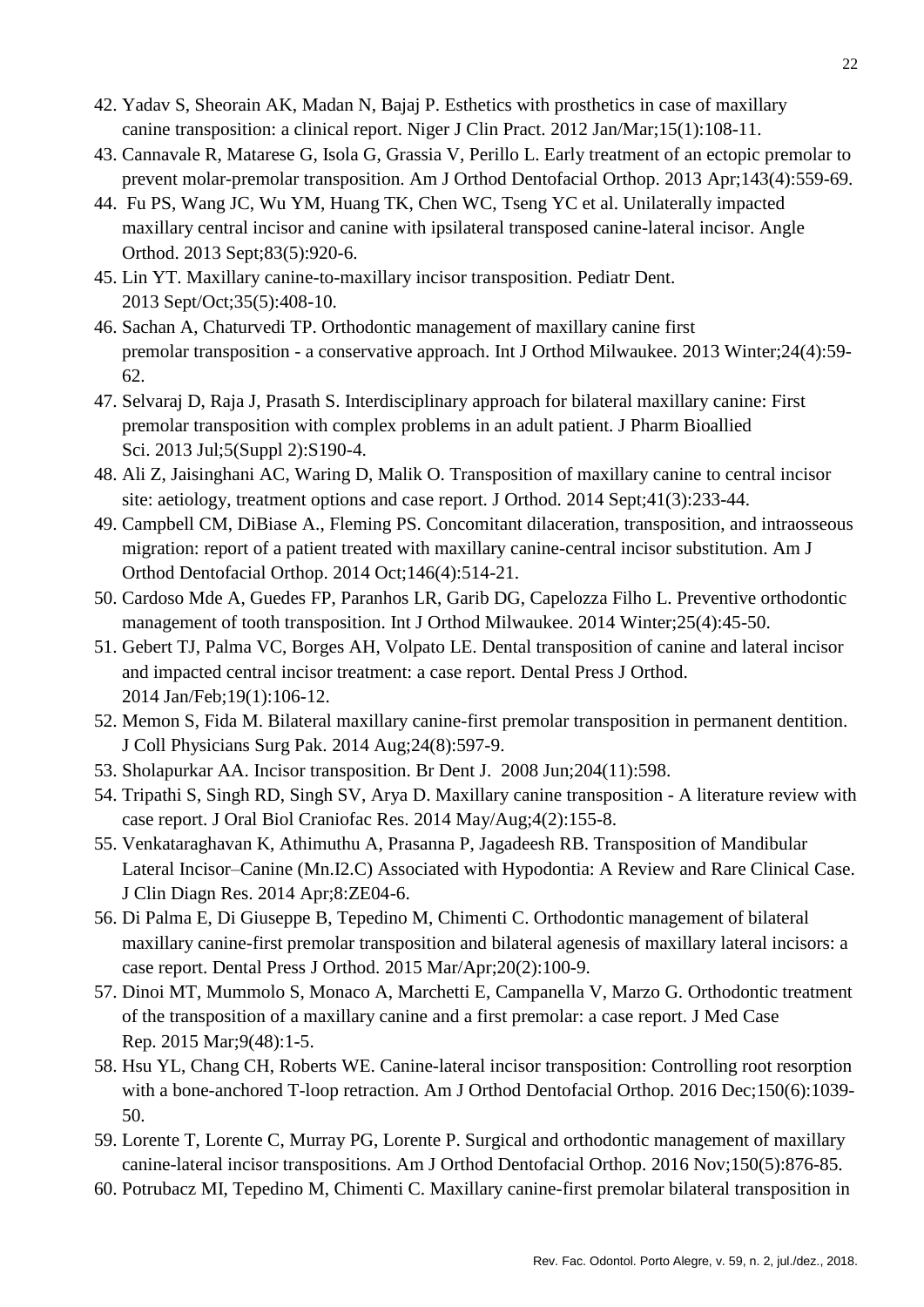42. Yadav S, Sheorain AK, Madan N, Bajaj P. Esthetics with prosthetics in case of maxillary canine transposition: a clinical report. Niger J Clin Pract. 2012 Jan/Mar;15(1):108-11.
43. Cannavale R, Matarese G, Isola G, Grassia V, Perillo L. Early treatment of an ectopic premolar to prevent molar-premolar transposition. Am J Orthod Dentofacial Orthop. 2013 Apr;143(4):559-69.
44. Fu PS, Wang JC, Wu YM, Huang TK, Chen WC, Tseng YC et al. Unilaterally impacted maxillary central incisor and canine with ipsilateral transposed canine-lateral incisor. Angle Orthod. 2013 Sept;83(5):920-6.
45. Lin YT. Maxillary canine-to-maxillary incisor transposition. Pediatr Dent. 2013 Sept/Oct;35(5):408-10.
46. Sachan A, Chaturvedi TP. Orthodontic management of maxillary canine first premolar transposition - a conservative approach. Int J Orthod Milwaukee. 2013 Winter;24(4):59-62.
47. Selvaraj D, Raja J, Prasath S. Interdisciplinary approach for bilateral maxillary canine: First premolar transposition with complex problems in an adult patient. J Pharm Bioallied Sci. 2013 Jul;5(Suppl 2):S190-4.
48. Ali Z, Jaisinghani AC, Waring D, Malik O. Transposition of maxillary canine to central incisor site: aetiology, treatment options and case report. J Orthod. 2014 Sept;41(3):233-44.
49. Campbell CM, DiBiase A., Fleming PS. Concomitant dilaceration, transposition, and intraosseous migration: report of a patient treated with maxillary canine-central incisor substitution. Am J Orthod Dentofacial Orthop. 2014 Oct;146(4):514-21.
50. Cardoso Mde A, Guedes FP, Paranhos LR, Garib DG, Capelozza Filho L. Preventive orthodontic management of tooth transposition. Int J Orthod Milwaukee. 2014 Winter;25(4):45-50.
51. Gebert TJ, Palma VC, Borges AH, Volpato LE. Dental transposition of canine and lateral incisor and impacted central incisor treatment: a case report. Dental Press J Orthod. 2014 Jan/Feb;19(1):106-12.
52. Memon S, Fida M. Bilateral maxillary canine-first premolar transposition in permanent dentition. J Coll Physicians Surg Pak. 2014 Aug;24(8):597-9.
53. Sholapurkar AA. Incisor transposition. Br Dent J. 2008 Jun;204(11):598.
54. Tripathi S, Singh RD, Singh SV, Arya D. Maxillary canine transposition - A literature review with case report. J Oral Biol Craniofac Res. 2014 May/Aug;4(2):155-8.
55. Venkataraghavan K, Athimuthu A, Prasanna P, Jagadeesh RB. Transposition of Mandibular Lateral Incisor–Canine (Mn.I2.C) Associated with Hypodontia: A Review and Rare Clinical Case. J Clin Diagn Res. 2014 Apr;8:ZE04-6.
56. Di Palma E, Di Giuseppe B, Tepedino M, Chimenti C. Orthodontic management of bilateral maxillary canine-first premolar transposition and bilateral agenesis of maxillary lateral incisors: a case report. Dental Press J Orthod. 2015 Mar/Apr;20(2):100-9.
57. Dinoi MT, Mummolo S, Monaco A, Marchetti E, Campanella V, Marzo G. Orthodontic treatment of the transposition of a maxillary canine and a first premolar: a case report. J Med Case Rep. 2015 Mar;9(48):1-5.
58. Hsu YL, Chang CH, Roberts WE. Canine-lateral incisor transposition: Controlling root resorption with a bone-anchored T-loop retraction. Am J Orthod Dentofacial Orthop. 2016 Dec;150(6):1039-50.
59. Lorente T, Lorente C, Murray PG, Lorente P. Surgical and orthodontic management of maxillary canine-lateral incisor transpositions. Am J Orthod Dentofacial Orthop. 2016 Nov;150(5):876-85.
60. Potrubacz MI, Tepedino M, Chimenti C. Maxillary canine-first premolar bilateral transposition in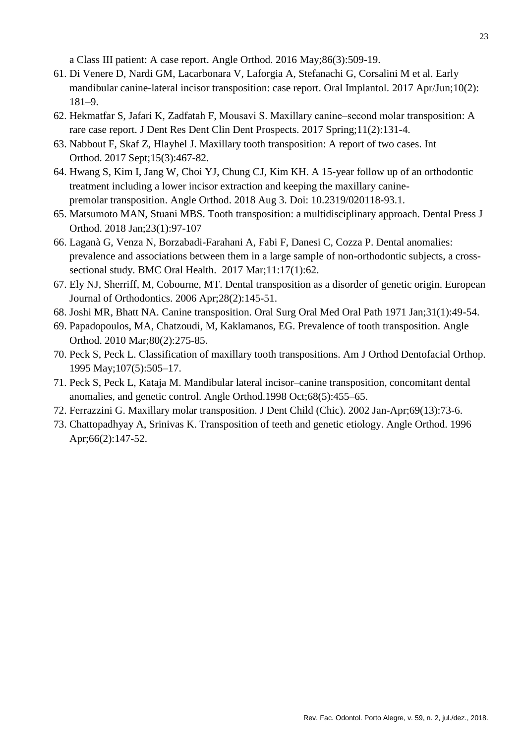a Class III patient: A case report. Angle Orthod. 2016 May;86(3):509-19.

61. Di Venere D, Nardi GM, Lacarbonara V, Laforgia A, Stefanachi G, Corsalini M et al. Early mandibular canine-lateral incisor transposition: case report. Oral Implantol. 2017 Apr/Jun;10(2): 181–9.
62. Hekmatfar S, Jafari K, Zadfatah F, Mousavi S. Maxillary canine–second molar transposition: A rare case report. J Dent Res Dent Clin Dent Prospects. 2017 Spring;11(2):131-4.
63. Nabbout F, Skaf Z, Hlayhel J. Maxillary tooth transposition: A report of two cases. Int Orthod. 2017 Sept;15(3):467-82.
64. Hwang S, Kim I, Jang W, Choi YJ, Chung CJ, Kim KH. A 15-year follow up of an orthodontic treatment including a lower incisor extraction and keeping the maxillary canine-premolar transposition. Angle Orthod. 2018 Aug 3. Doi: 10.2319/020118-93.1.
65. Matsumoto MAN, Stuani MBS. Tooth transposition: a multidisciplinary approach. Dental Press J Orthod. 2018 Jan;23(1):97-107
66. Laganà G, Venza N, Borzabadi-Farahani A, Fabi F, Danesi C, Cozza P. Dental anomalies: prevalence and associations between them in a large sample of non-orthodontic subjects, a cross-sectional study. BMC Oral Health. 2017 Mar;11:17(1):62.
67. Ely NJ, Sherriff, M, Cobourne, MT. Dental transposition as a disorder of genetic origin. European Journal of Orthodontics. 2006 Apr;28(2):145-51.
68. Joshi MR, Bhatt NA. Canine transposition. Oral Surg Oral Med Oral Path 1971 Jan;31(1):49-54.
69. Papadopoulos, MA, Chatzoudi, M, Kaklamanos, EG. Prevalence of tooth transposition. Angle Orthod. 2010 Mar;80(2):275-85.
70. Peck S, Peck L. Classification of maxillary tooth transpositions. Am J Orthod Dentofacial Orthop. 1995 May;107(5):505–17.
71. Peck S, Peck L, Kataja M. Mandibular lateral incisor–canine transposition, concomitant dental anomalies, and genetic control. Angle Orthod.1998 Oct;68(5):455–65.
72. Ferrazzini G. Maxillary molar transposition. J Dent Child (Chic). 2002 Jan-Apr;69(13):73-6.
73. Chattopadhyay A, Srinivas K. Transposition of teeth and genetic etiology. Angle Orthod. 1996 Apr;66(2):147-52.